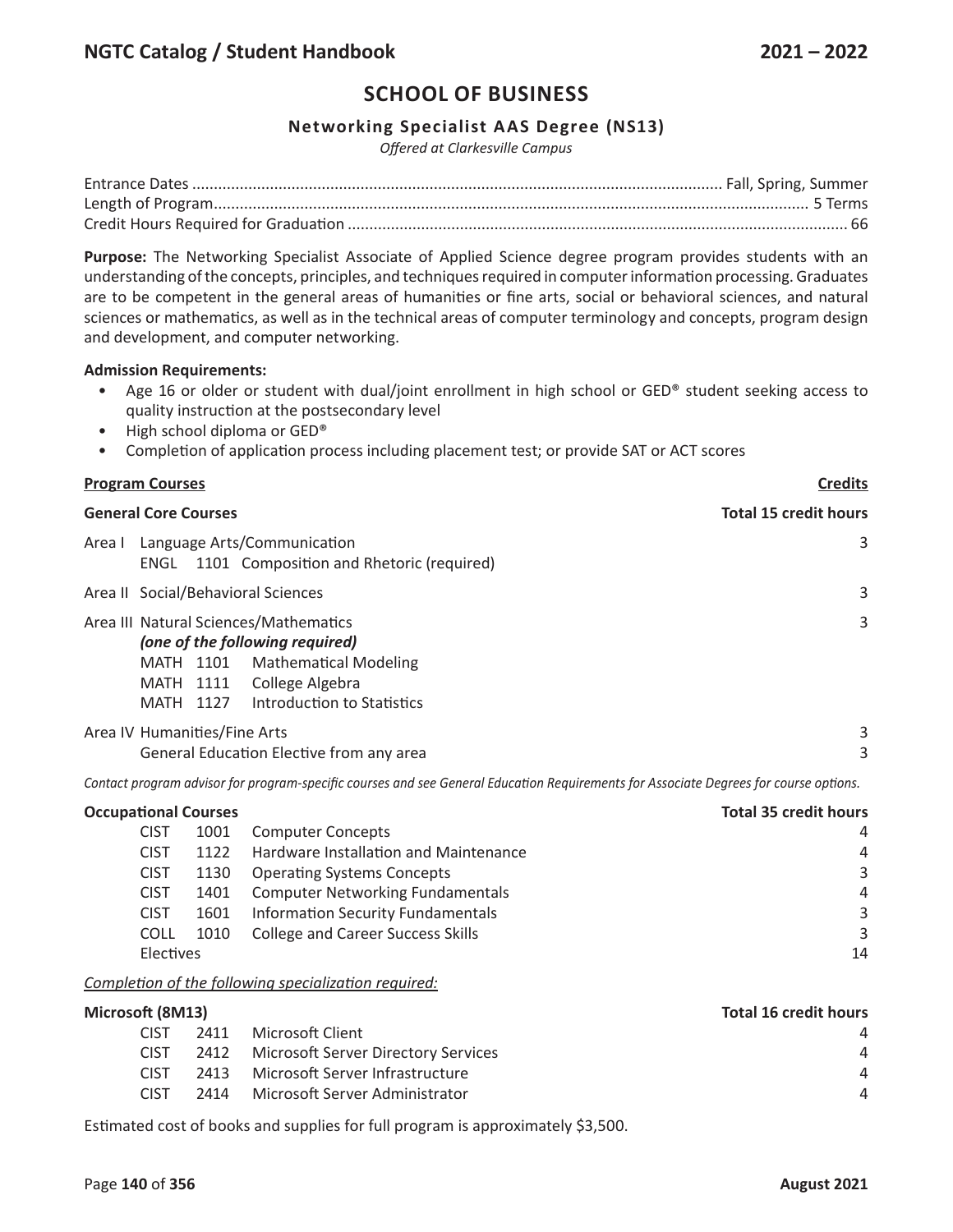# SCHOOL OF BUSINESS

## Networking Specialist AAS Degree (NS13)

*Offered at Clarkesville Campus*

Entrance Dates .......... Fall, Spring, Summer
Length of Program .......... 5 Terms
Credit Hours Required for Graduation .......... 66

**Purpose:** The Networking Specialist Associate of Applied Science degree program provides students with an understanding of the concepts, principles, and techniques required in computer information processing. Graduates are to be competent in the general areas of humanities or fine arts, social or behavioral sciences, and natural sciences or mathematics, as well as in the technical areas of computer terminology and concepts, program design and development, and computer networking.

**Admission Requirements:**

- Age 16 or older or student with dual/joint enrollment in high school or GED® student seeking access to quality instruction at the postsecondary level
- High school diploma or GED®
- Completion of application process including placement test; or provide SAT or ACT scores

| **Program Courses** | **Credits** |
|---|---|
| **General Core Courses** | **Total 15 credit hours** |
| Area I Language Arts/Communication | 3 |
| ENGL 1101 Composition and Rhetoric (required) | |
| Area II Social/Behavioral Sciences | 3 |
| Area III Natural Sciences/Mathematics | 3 |
| ***(one of the following required)*** | |
| MATH 1101 Mathematical Modeling | |
| MATH 1111 College Algebra | |
| MATH 1127 Introduction to Statistics | |
| Area IV Humanities/Fine Arts | 3 |
| General Education Elective from any area | 3 |

*Contact program advisor for program-specific courses and see General Education Requirements for Associate Degrees for course options.*

| **Occupational Courses** | | | **Total 35 credit hours** |
|---|---|---|---|
| CIST | 1001 | Computer Concepts | 4 |
| CIST | 1122 | Hardware Installation and Maintenance | 4 |
| CIST | 1130 | Operating Systems Concepts | 3 |
| CIST | 1401 | Computer Networking Fundamentals | 4 |
| CIST | 1601 | Information Security Fundamentals | 3 |
| COLL | 1010 | College and Career Success Skills | 3 |
| Electives | | | 14 |

*Completion of the following specialization required:*

| **Microsoft (8M13)** | | | **Total 16 credit hours** |
|---|---|---|---|
| CIST | 2411 | Microsoft Client | 4 |
| CIST | 2412 | Microsoft Server Directory Services | 4 |
| CIST | 2413 | Microsoft Server Infrastructure | 4 |
| CIST | 2414 | Microsoft Server Administrator | 4 |

Estimated cost of books and supplies for full program is approximately $3,500.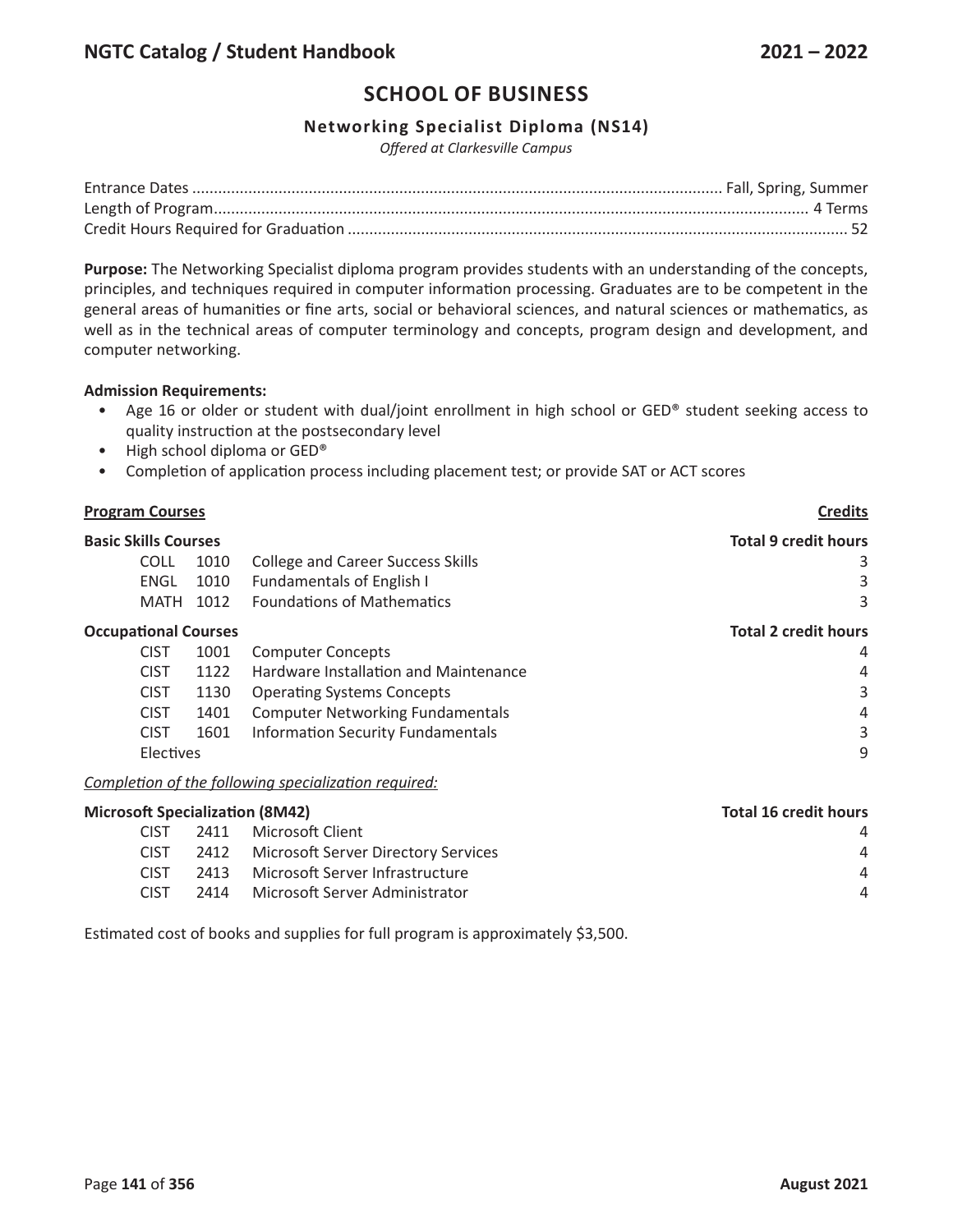## SCHOOL OF BUSINESS

### Networking Specialist Diploma (NS14)

*Offered at Clarkesville Campus*

Entrance Dates .......... Fall, Spring, Summer
Length of Program .......... 4 Terms
Credit Hours Required for Graduation .......... 52

**Purpose:** The Networking Specialist diploma program provides students with an understanding of the concepts, principles, and techniques required in computer information processing. Graduates are to be competent in the general areas of humanities or fine arts, social or behavioral sciences, and natural sciences or mathematics, as well as in the technical areas of computer terminology and concepts, program design and development, and computer networking.

**Admission Requirements:**

- Age 16 or older or student with dual/joint enrollment in high school or GED® student seeking access to quality instruction at the postsecondary level
- High school diploma or GED®
- Completion of application process including placement test; or provide SAT or ACT scores

| **Program Courses** | | | **Credits** |
|---|---|---|---|
| **Basic Skills Courses** | | | **Total 9 credit hours** |
| COLL | 1010 | College and Career Success Skills | 3 |
| ENGL | 1010 | Fundamentals of English I | 3 |
| MATH | 1012 | Foundations of Mathematics | 3 |
| **Occupational Courses** | | | **Total 2 credit hours** |
| CIST | 1001 | Computer Concepts | 4 |
| CIST | 1122 | Hardware Installation and Maintenance | 4 |
| CIST | 1130 | Operating Systems Concepts | 3 |
| CIST | 1401 | Computer Networking Fundamentals | 4 |
| CIST | 1601 | Information Security Fundamentals | 3 |
| Electives | | | 9 |

*Completion of the following specialization required:*

| **Microsoft Specialization (8M42)** | | | **Total 16 credit hours** |
|---|---|---|---|
| CIST | 2411 | Microsoft Client | 4 |
| CIST | 2412 | Microsoft Server Directory Services | 4 |
| CIST | 2413 | Microsoft Server Infrastructure | 4 |
| CIST | 2414 | Microsoft Server Administrator | 4 |

Estimated cost of books and supplies for full program is approximately $3,500.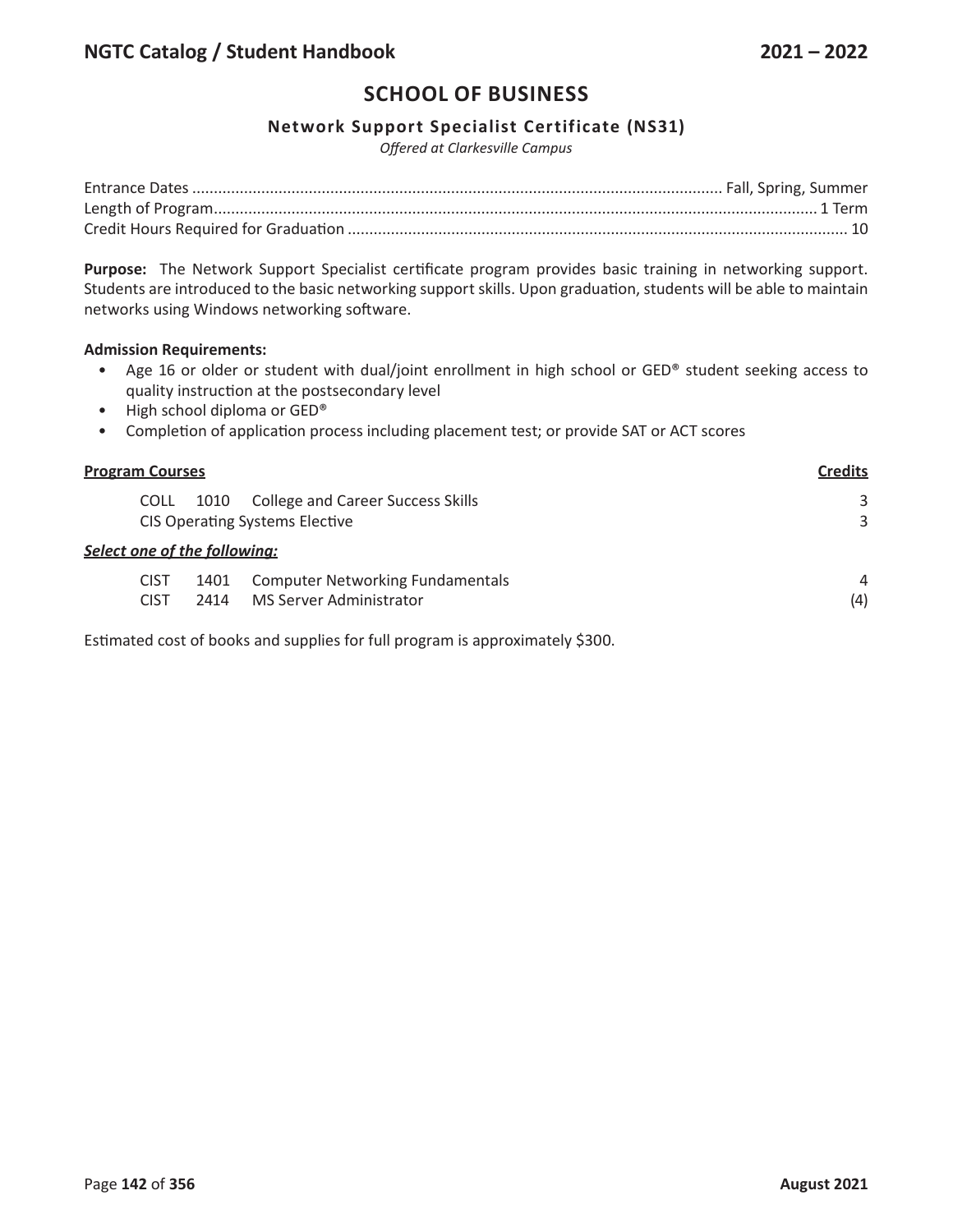# SCHOOL OF BUSINESS

## Network Support Specialist Certificate (NS31)

*Offered at Clarkesville Campus*

Entrance Dates .......... Fall, Spring, Summer
Length of Program.......... 1 Term
Credit Hours Required for Graduation .......... 10

**Purpose:** The Network Support Specialist certificate program provides basic training in networking support. Students are introduced to the basic networking support skills. Upon graduation, students will be able to maintain networks using Windows networking software.

**Admission Requirements:**

- Age 16 or older or student with dual/joint enrollment in high school or GED® student seeking access to quality instruction at the postsecondary level
- High school diploma or GED®
- Completion of application process including placement test; or provide SAT or ACT scores

| Program Courses | | | Credits |
|---|---|---|---|
| COLL | 1010 | College and Career Success Skills | 3 |
| CIS Operating Systems Elective | | | 3 |
| ***Select one of the following:*** | | | |
| CIST | 1401 | Computer Networking Fundamentals | 4 |
| CIST | 2414 | MS Server Administrator | (4) |

Estimated cost of books and supplies for full program is approximately $300.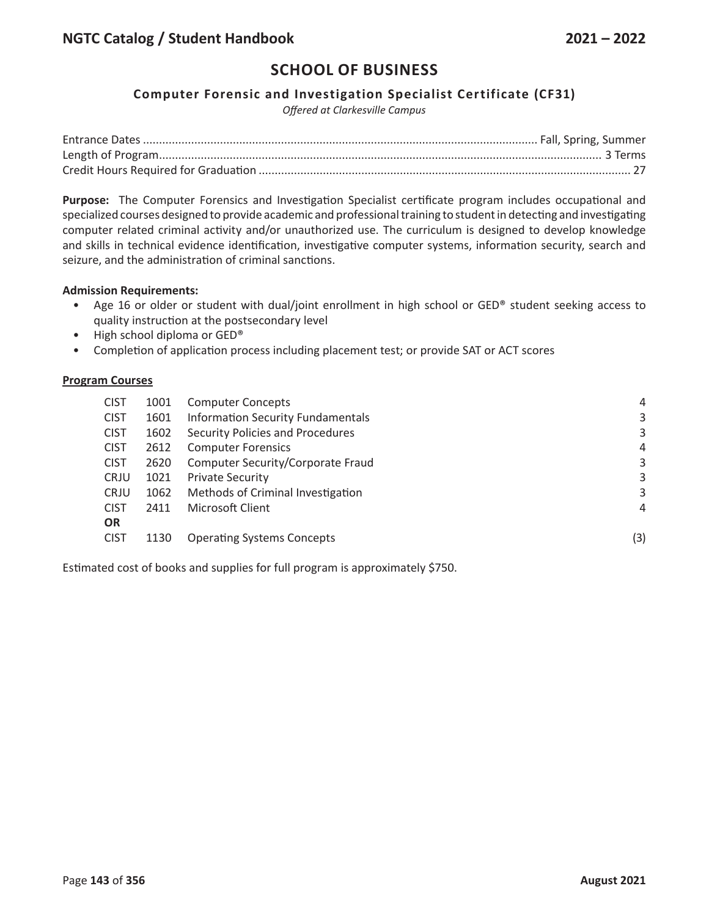# SCHOOL OF BUSINESS

## Computer Forensic and Investigation Specialist Certificate (CF31)

*Offered at Clarkesville Campus*

Entrance Dates .......... Fall, Spring, Summer
Length of Program .......... 3 Terms
Credit Hours Required for Graduation .......... 27

**Purpose:** The Computer Forensics and Investigation Specialist certificate program includes occupational and specialized courses designed to provide academic and professional training to student in detecting and investigating computer related criminal activity and/or unauthorized use. The curriculum is designed to develop knowledge and skills in technical evidence identification, investigative computer systems, information security, search and seizure, and the administration of criminal sanctions.

**Admission Requirements:**

- Age 16 or older or student with dual/joint enrollment in high school or GED® student seeking access to quality instruction at the postsecondary level
- High school diploma or GED®
- Completion of application process including placement test; or provide SAT or ACT scores

**Program Courses**

| | | | |
|---|---|---|---|
| CIST | 1001 | Computer Concepts | 4 |
| CIST | 1601 | Information Security Fundamentals | 3 |
| CIST | 1602 | Security Policies and Procedures | 3 |
| CIST | 2612 | Computer Forensics | 4 |
| CIST | 2620 | Computer Security/Corporate Fraud | 3 |
| CRJU | 1021 | Private Security | 3 |
| CRJU | 1062 | Methods of Criminal Investigation | 3 |
| CIST | 2411 | Microsoft Client | 4 |
| **OR** | | | |
| CIST | 1130 | Operating Systems Concepts | (3) |

Estimated cost of books and supplies for full program is approximately $750.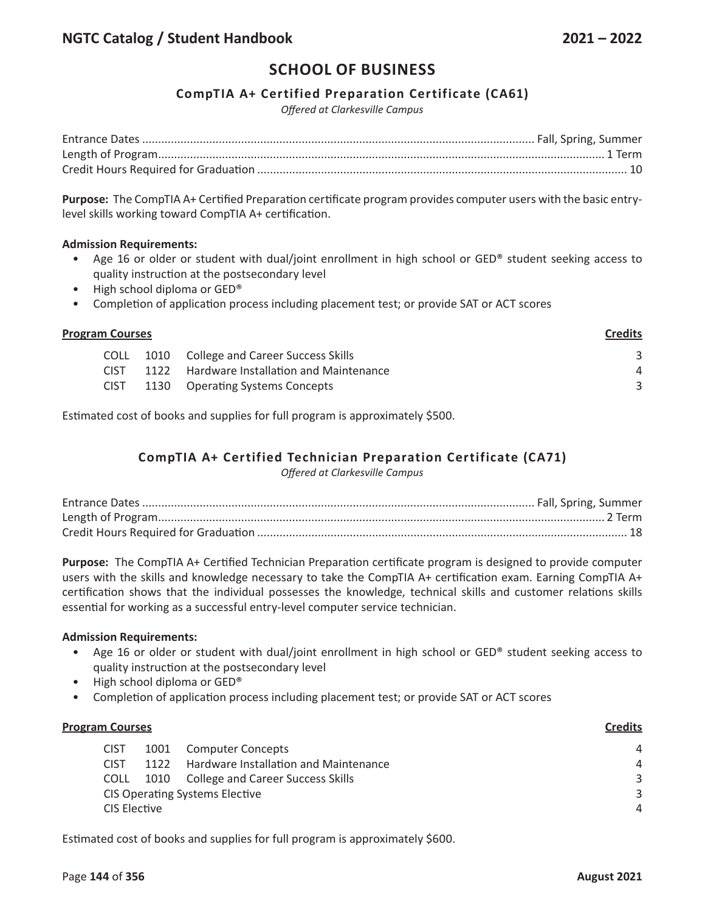# SCHOOL OF BUSINESS

## CompTIA A+ Certified Preparation Certificate (CA61)

*Offered at Clarkesville Campus*

Entrance Dates .......... Fall, Spring, Summer
Length of Program .......... 1 Term
Credit Hours Required for Graduation .......... 10

**Purpose:** The CompTIA A+ Certified Preparation certificate program provides computer users with the basic entry-level skills working toward CompTIA A+ certification.

**Admission Requirements:**

- Age 16 or older or student with dual/joint enrollment in high school or GED® student seeking access to quality instruction at the postsecondary level
- High school diploma or GED®
- Completion of application process including placement test; or provide SAT or ACT scores

| **Program Courses** | | | **Credits** |
|---|---|---|---|
| COLL | 1010 | College and Career Success Skills | 3 |
| CIST | 1122 | Hardware Installation and Maintenance | 4 |
| CIST | 1130 | Operating Systems Concepts | 3 |

Estimated cost of books and supplies for full program is approximately $500.

## CompTIA A+ Certified Technician Preparation Certificate (CA71)

*Offered at Clarkesville Campus*

Entrance Dates .......... Fall, Spring, Summer
Length of Program .......... 2 Term
Credit Hours Required for Graduation .......... 18

**Purpose:** The CompTIA A+ Certified Technician Preparation certificate program is designed to provide computer users with the skills and knowledge necessary to take the CompTIA A+ certification exam. Earning CompTIA A+ certification shows that the individual possesses the knowledge, technical skills and customer relations skills essential for working as a successful entry-level computer service technician.

**Admission Requirements:**

- Age 16 or older or student with dual/joint enrollment in high school or GED® student seeking access to quality instruction at the postsecondary level
- High school diploma or GED®
- Completion of application process including placement test; or provide SAT or ACT scores

| **Program Courses** | | | **Credits** |
|---|---|---|---|
| CIST | 1001 | Computer Concepts | 4 |
| CIST | 1122 | Hardware Installation and Maintenance | 4 |
| COLL | 1010 | College and Career Success Skills | 3 |
| CIS Operating Systems Elective | | | 3 |
| CIS Elective | | | 4 |

Estimated cost of books and supplies for full program is approximately $600.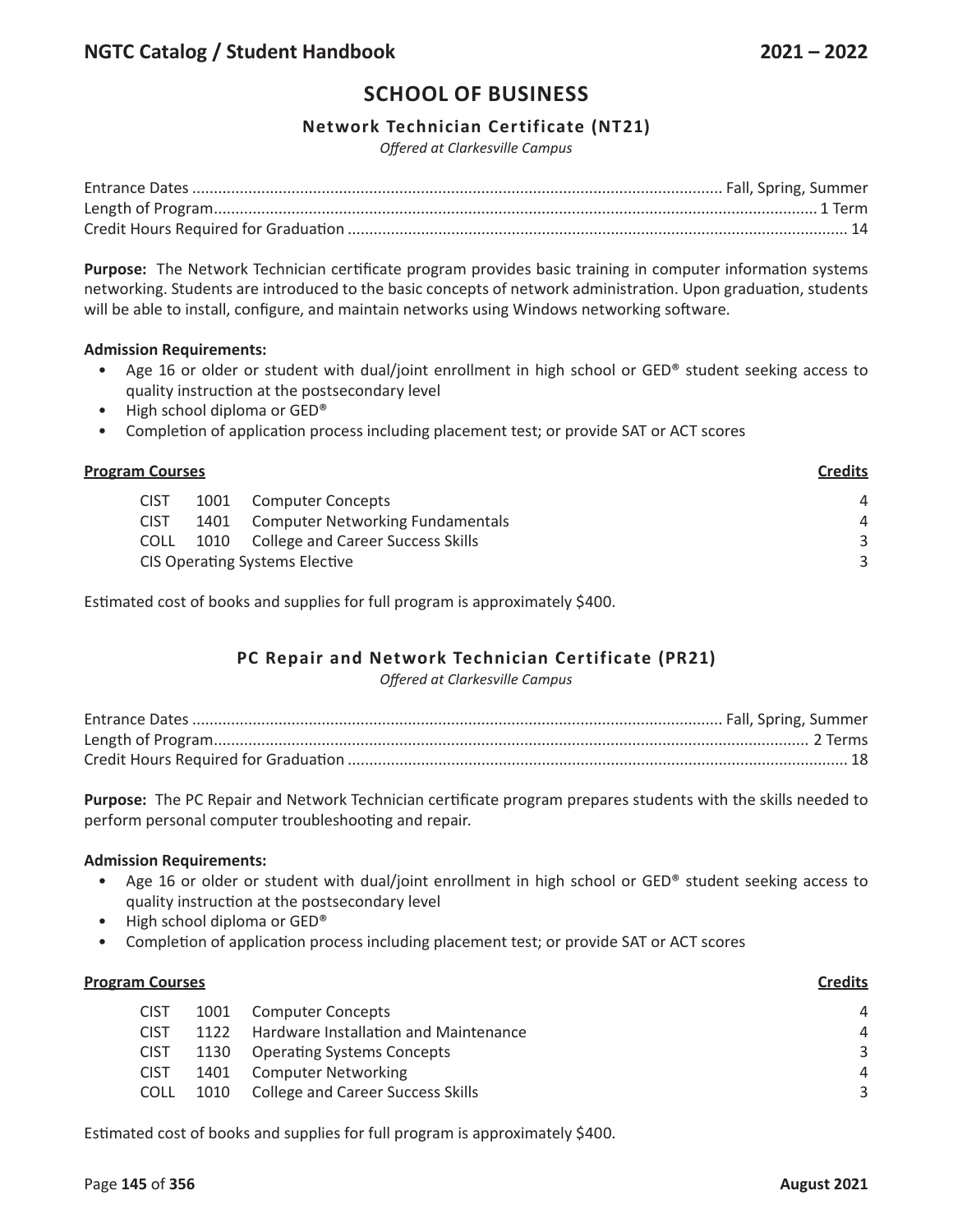# SCHOOL OF BUSINESS

## Network Technician Certificate (NT21)

*Offered at Clarkesville Campus*

Entrance Dates .......................................................................................................... Fall, Spring, Summer
Length of Program.......................................................................................................................... 1 Term
Credit Hours Required for Graduation ................................................................................................... 14

**Purpose:** The Network Technician certificate program provides basic training in computer information systems networking. Students are introduced to the basic concepts of network administration. Upon graduation, students will be able to install, configure, and maintain networks using Windows networking software.

**Admission Requirements:**

- Age 16 or older or student with dual/joint enrollment in high school or GED® student seeking access to quality instruction at the postsecondary level
- High school diploma or GED®
- Completion of application process including placement test; or provide SAT or ACT scores

| **Program Courses** | | | **Credits** |
|---|---|---|---|
| CIST | 1001 | Computer Concepts | 4 |
| CIST | 1401 | Computer Networking Fundamentals | 4 |
| COLL | 1010 | College and Career Success Skills | 3 |
| CIS Operating Systems Elective | | | 3 |

Estimated cost of books and supplies for full program is approximately $400.

## PC Repair and Network Technician Certificate (PR21)

*Offered at Clarkesville Campus*

Entrance Dates .......................................................................................................... Fall, Spring, Summer
Length of Program......................................................................................................................... 2 Terms
Credit Hours Required for Graduation ................................................................................................... 18

**Purpose:** The PC Repair and Network Technician certificate program prepares students with the skills needed to perform personal computer troubleshooting and repair.

**Admission Requirements:**

- Age 16 or older or student with dual/joint enrollment in high school or GED® student seeking access to quality instruction at the postsecondary level
- High school diploma or GED®
- Completion of application process including placement test; or provide SAT or ACT scores

| **Program Courses** | | | **Credits** |
|---|---|---|---|
| CIST | 1001 | Computer Concepts | 4 |
| CIST | 1122 | Hardware Installation and Maintenance | 4 |
| CIST | 1130 | Operating Systems Concepts | 3 |
| CIST | 1401 | Computer Networking | 4 |
| COLL | 1010 | College and Career Success Skills | 3 |

Estimated cost of books and supplies for full program is approximately $400.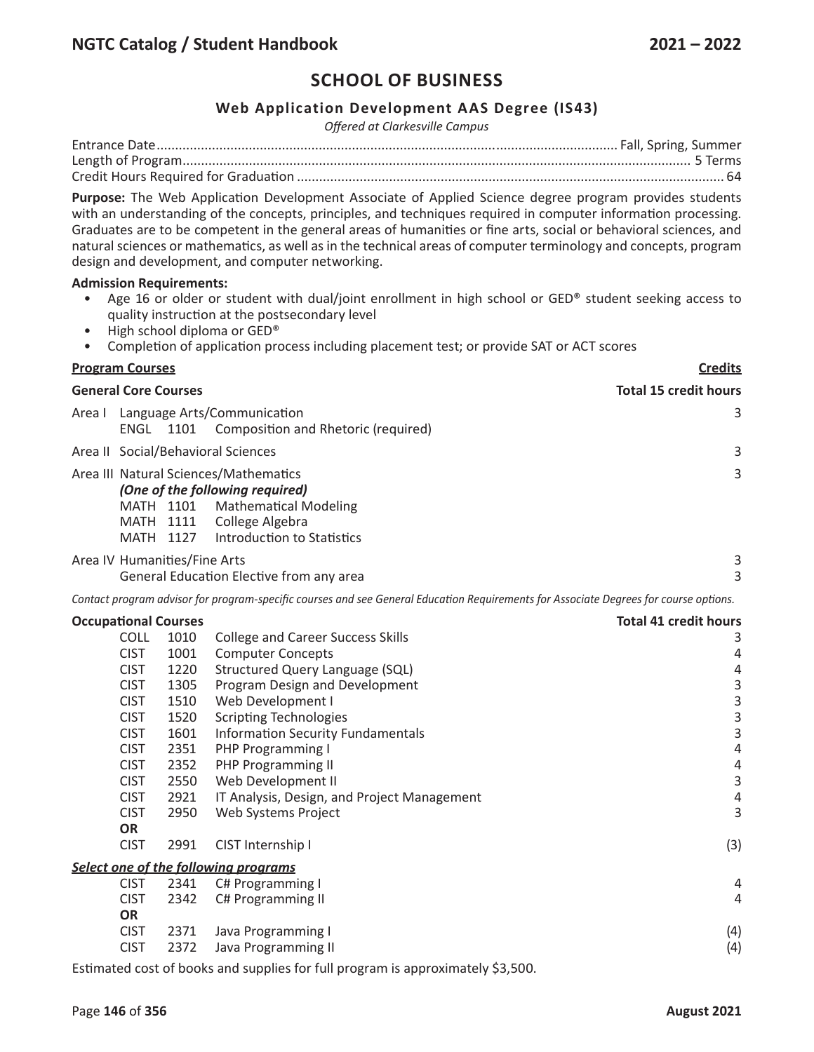## SCHOOL OF BUSINESS

### Web Application Development AAS Degree (IS43)

*Offered at Clarkesville Campus*

Entrance Date........................................................................................................................ Fall, Spring, Summer
Length of Program........................................................................................................................ 5 Terms
Credit Hours Required for Graduation ........................................................................................................................ 64

**Purpose:** The Web Application Development Associate of Applied Science degree program provides students with an understanding of the concepts, principles, and techniques required in computer information processing. Graduates are to be competent in the general areas of humanities or fine arts, social or behavioral sciences, and natural sciences or mathematics, as well as in the technical areas of computer terminology and concepts, program design and development, and computer networking.

**Admission Requirements:**

- Age 16 or older or student with dual/joint enrollment in high school or GED® student seeking access to quality instruction at the postsecondary level
- High school diploma or GED®
- Completion of application process including placement test; or provide SAT or ACT scores

| **Program Courses** | | | **Credits** |
|---|---|---|---|
| **General Core Courses** | | | **Total 15 credit hours** |
| Area I | | Language Arts/Communication | 3 |
| | ENGL 1101 | Composition and Rhetoric (required) | |
| Area II | | Social/Behavioral Sciences | 3 |
| Area III | | Natural Sciences/Mathematics | 3 |
| | | ***(One of the following required)*** | |
| | MATH 1101 | Mathematical Modeling | |
| | MATH 1111 | College Algebra | |
| | MATH 1127 | Introduction to Statistics | |
| Area IV | | Humanities/Fine Arts | 3 |
| | | General Education Elective from any area | 3 |

*Contact program advisor for program-specific courses and see General Education Requirements for Associate Degrees for course options.*

| **Occupational Courses** | | | **Total 41 credit hours** |
|---|---|---|---|
| COLL | 1010 | College and Career Success Skills | 3 |
| CIST | 1001 | Computer Concepts | 4 |
| CIST | 1220 | Structured Query Language (SQL) | 4 |
| CIST | 1305 | Program Design and Development | 3 |
| CIST | 1510 | Web Development I | 3 |
| CIST | 1520 | Scripting Technologies | 3 |
| CIST | 1601 | Information Security Fundamentals | 3 |
| CIST | 2351 | PHP Programming I | 4 |
| CIST | 2352 | PHP Programming II | 4 |
| CIST | 2550 | Web Development II | 3 |
| CIST | 2921 | IT Analysis, Design, and Project Management | 4 |
| CIST | 2950 | Web Systems Project | 3 |
| **OR** | | | |
| CIST | 2991 | CIST Internship I | (3) |
| ***Select one of the following programs*** | | | |
| CIST | 2341 | C# Programming I | 4 |
| CIST | 2342 | C# Programming II | 4 |
| **OR** | | | |
| CIST | 2371 | Java Programming I | (4) |
| CIST | 2372 | Java Programming II | (4) |

Estimated cost of books and supplies for full program is approximately $3,500.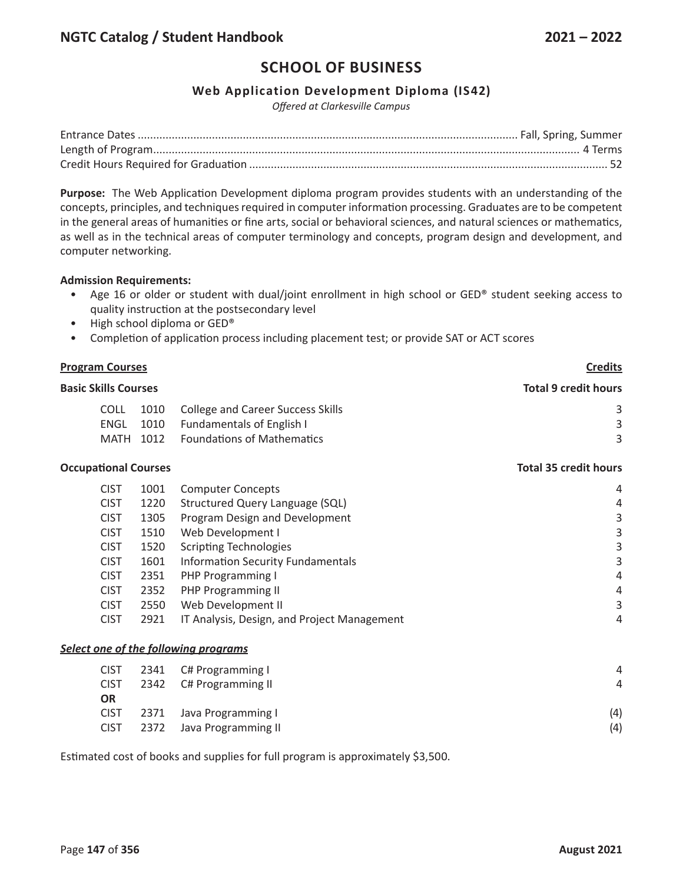# SCHOOL OF BUSINESS

## Web Application Development Diploma (IS42)

*Offered at Clarkesville Campus*

Entrance Dates .......... Fall, Spring, Summer
Length of Program .......... 4 Terms
Credit Hours Required for Graduation .......... 52

**Purpose:** The Web Application Development diploma program provides students with an understanding of the concepts, principles, and techniques required in computer information processing. Graduates are to be competent in the general areas of humanities or fine arts, social or behavioral sciences, and natural sciences or mathematics, as well as in the technical areas of computer terminology and concepts, program design and development, and computer networking.

**Admission Requirements:**

- Age 16 or older or student with dual/joint enrollment in high school or GED® student seeking access to quality instruction at the postsecondary level
- High school diploma or GED®
- Completion of application process including placement test; or provide SAT or ACT scores

| **Program Courses** | | | **Credits** |
|---|---|---|---|
| **Basic Skills Courses** | | | **Total 9 credit hours** |
| COLL | 1010 | College and Career Success Skills | 3 |
| ENGL | 1010 | Fundamentals of English I | 3 |
| MATH | 1012 | Foundations of Mathematics | 3 |
| **Occupational Courses** | | | **Total 35 credit hours** |
| CIST | 1001 | Computer Concepts | 4 |
| CIST | 1220 | Structured Query Language (SQL) | 4 |
| CIST | 1305 | Program Design and Development | 3 |
| CIST | 1510 | Web Development I | 3 |
| CIST | 1520 | Scripting Technologies | 3 |
| CIST | 1601 | Information Security Fundamentals | 3 |
| CIST | 2351 | PHP Programming I | 4 |
| CIST | 2352 | PHP Programming II | 4 |
| CIST | 2550 | Web Development II | 3 |
| CIST | 2921 | IT Analysis, Design, and Project Management | 4 |

***Select one of the following programs***

| | | | |
|---|---|---|---|
| CIST | 2341 | C# Programming I | 4 |
| CIST | 2342 | C# Programming II | 4 |
| **OR** | | | |
| CIST | 2371 | Java Programming I | (4) |
| CIST | 2372 | Java Programming II | (4) |

Estimated cost of books and supplies for full program is approximately $3,500.